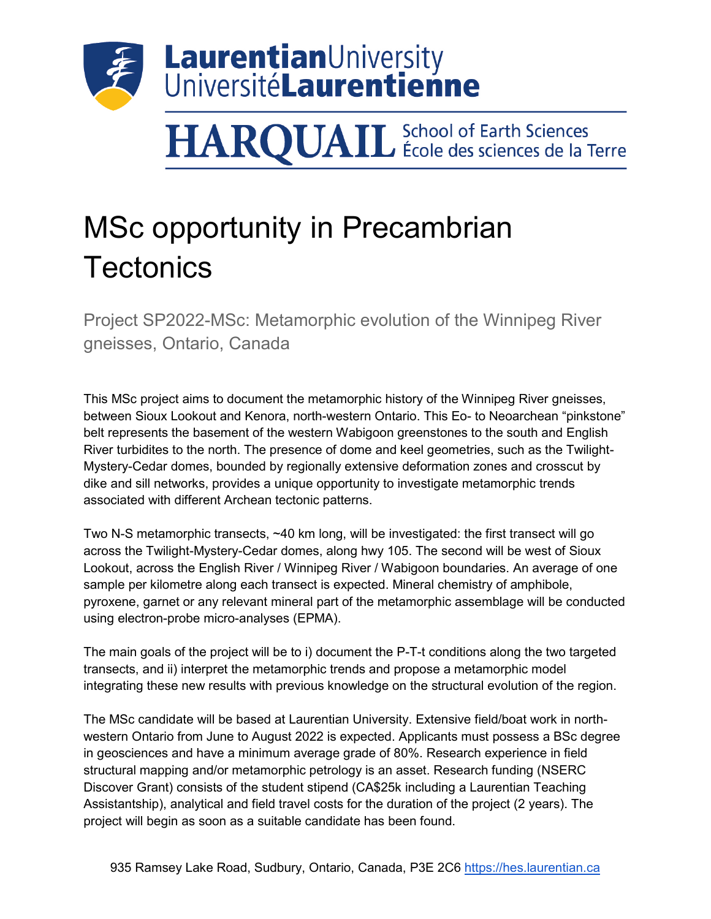Laurentian University
Université Laurentienne

HARQUAIL School of Earth Sciences
École des sciences de la Terre

# MSc opportunity in Precambrian Tectonics

## Project SP2022-MSc: Metamorphic evolution of the Winnipeg River gneisses, Ontario, Canada

This MSc project aims to document the metamorphic history of the Winnipeg River gneisses, between Sioux Lookout and Kenora, north-western Ontario. This Eo- to Neoarchean "pinkstone" belt represents the basement of the western Wabigoon greenstones to the south and English River turbidites to the north. The presence of dome and keel geometries, such as the Twilight-Mystery-Cedar domes, bounded by regionally extensive deformation zones and crosscut by dike and sill networks, provides a unique opportunity to investigate metamorphic trends associated with different Archean tectonic patterns.

Two N-S metamorphic transects, ~40 km long, will be investigated: the first transect will go across the Twilight-Mystery-Cedar domes, along hwy 105. The second will be west of Sioux Lookout, across the English River / Winnipeg River / Wabigoon boundaries. An average of one sample per kilometre along each transect is expected. Mineral chemistry of amphibole, pyroxene, garnet or any relevant mineral part of the metamorphic assemblage will be conducted using electron-probe micro-analyses (EPMA).

The main goals of the project will be to i) document the P-T-t conditions along the two targeted transects, and ii) interpret the metamorphic trends and propose a metamorphic model integrating these new results with previous knowledge on the structural evolution of the region.

The MSc candidate will be based at Laurentian University. Extensive field/boat work in north-western Ontario from June to August 2022 is expected. Applicants must possess a BSc degree in geosciences and have a minimum average grade of 80%. Research experience in field structural mapping and/or metamorphic petrology is an asset. Research funding (NSERC Discover Grant) consists of the student stipend (CA$25k including a Laurentian Teaching Assistantship), analytical and field travel costs for the duration of the project (2 years). The project will begin as soon as a suitable candidate has been found.

935 Ramsey Lake Road, Sudbury, Ontario, Canada, P3E 2C6 https://hes.laurentian.ca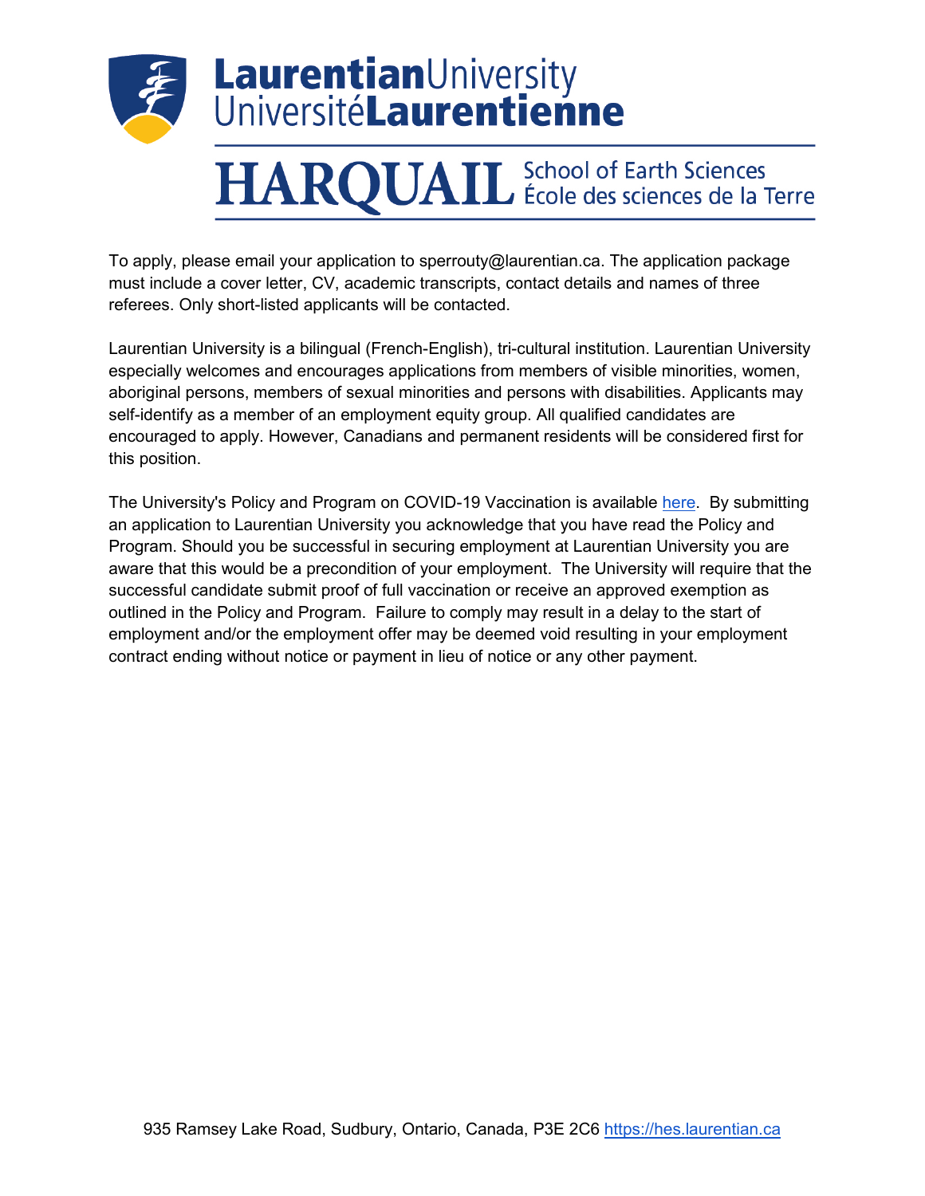To apply, please email your application to sperrouty@laurentian.ca. The application package must include a cover letter, CV, academic transcripts, contact details and names of three referees. Only short-listed applicants will be contacted.

Laurentian University is a bilingual (French-English), tri-cultural institution. Laurentian University especially welcomes and encourages applications from members of visible minorities, women, aboriginal persons, members of sexual minorities and persons with disabilities. Applicants may self-identify as a member of an employment equity group. All qualified candidates are encouraged to apply. However, Canadians and permanent residents will be considered first for this position.

The University's Policy and Program on COVID-19 Vaccination is available here. By submitting an application to Laurentian University you acknowledge that you have read the Policy and Program. Should you be successful in securing employment at Laurentian University you are aware that this would be a precondition of your employment. The University will require that the successful candidate submit proof of full vaccination or receive an approved exemption as outlined in the Policy and Program. Failure to comply may result in a delay to the start of employment and/or the employment offer may be deemed void resulting in your employment contract ending without notice or payment in lieu of notice or any other payment.